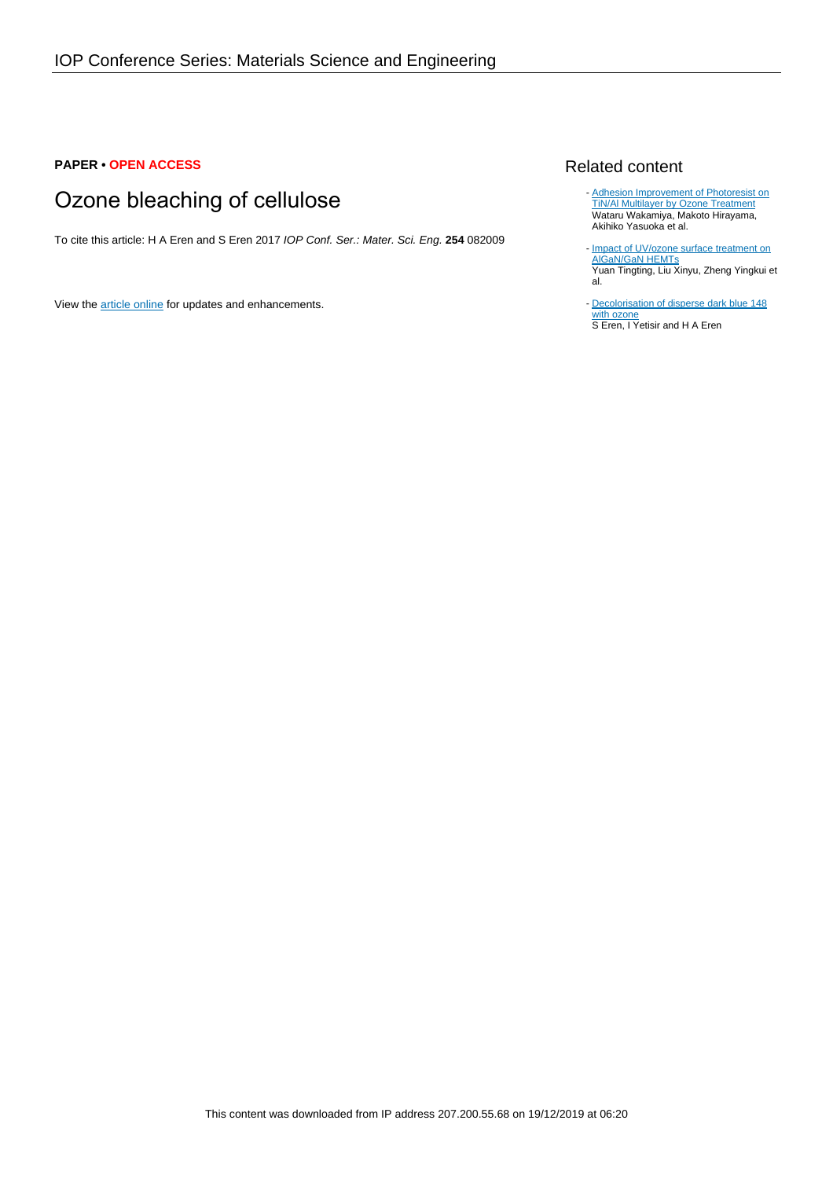**PAPER • OPEN ACCESS**

# Ozone bleaching of cellulose

To cite this article: H A Eren and S Eren 2017 *IOP Conf. Ser.: Mater. Sci. Eng.* **254** 082009

View the article online for updates and enhancements.

## Related content

- Adhesion Improvement of Photoresist on TiN/Al Multilayer by Ozone Treatment
Wataru Wakamiya, Makoto Hirayama, Akihiko Yasuoka et al.

- Impact of UV/ozone surface treatment on AlGaN/GaN HEMTs
Yuan Tingting, Liu Xinyu, Zheng Yingkui et al.

- Decolorisation of disperse dark blue 148 with ozone
S Eren, I Yetisir and H A Eren

This content was downloaded from IP address 207.200.55.68 on 19/12/2019 at 06:20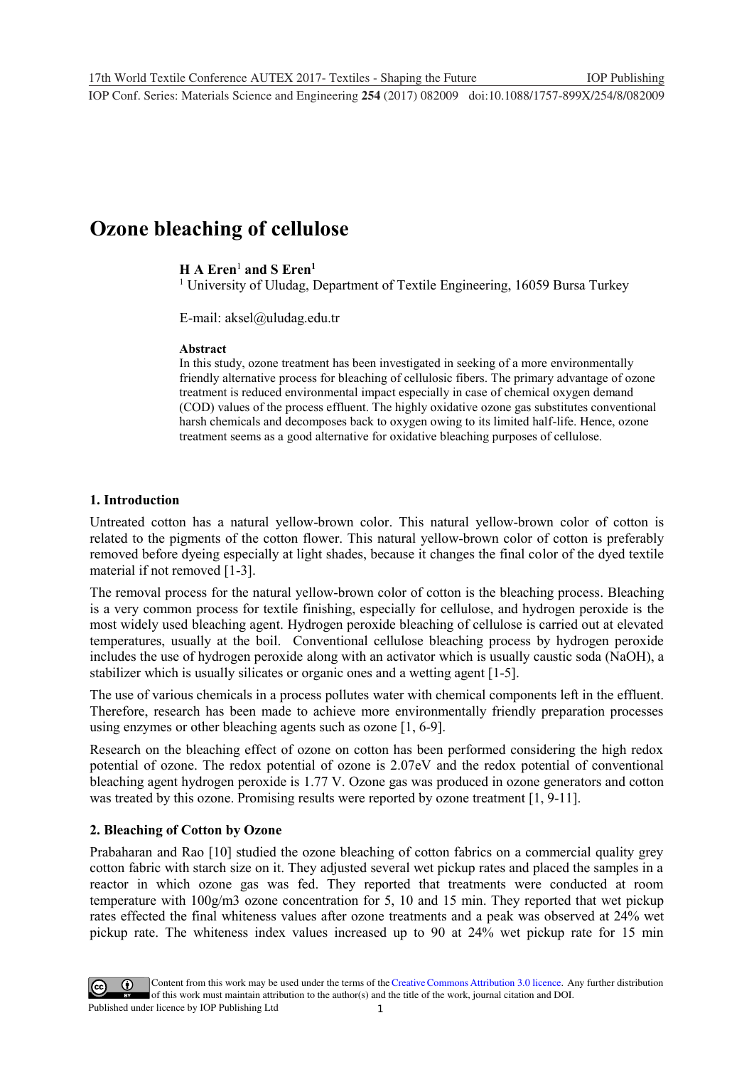# Ozone bleaching of cellulose

**H A Eren**[1] **and S Eren**[1]

[1] University of Uludag, Department of Textile Engineering, 16059 Bursa Turkey

E-mail: aksel@uludag.edu.tr

**Abstract**

In this study, ozone treatment has been investigated in seeking of a more environmentally friendly alternative process for bleaching of cellulosic fibers. The primary advantage of ozone treatment is reduced environmental impact especially in case of chemical oxygen demand (COD) values of the process effluent. The highly oxidative ozone gas substitutes conventional harsh chemicals and decomposes back to oxygen owing to its limited half-life. Hence, ozone treatment seems as a good alternative for oxidative bleaching purposes of cellulose.

## 1. Introduction

Untreated cotton has a natural yellow-brown color. This natural yellow-brown color of cotton is related to the pigments of the cotton flower. This natural yellow-brown color of cotton is preferably removed before dyeing especially at light shades, because it changes the final color of the dyed textile material if not removed [1-3].

The removal process for the natural yellow-brown color of cotton is the bleaching process. Bleaching is a very common process for textile finishing, especially for cellulose, and hydrogen peroxide is the most widely used bleaching agent. Hydrogen peroxide bleaching of cellulose is carried out at elevated temperatures, usually at the boil. Conventional cellulose bleaching process by hydrogen peroxide includes the use of hydrogen peroxide along with an activator which is usually caustic soda (NaOH), a stabilizer which is usually silicates or organic ones and a wetting agent [1-5].

The use of various chemicals in a process pollutes water with chemical components left in the effluent. Therefore, research has been made to achieve more environmentally friendly preparation processes using enzymes or other bleaching agents such as ozone [1, 6-9].

Research on the bleaching effect of ozone on cotton has been performed considering the high redox potential of ozone. The redox potential of ozone is 2.07eV and the redox potential of conventional bleaching agent hydrogen peroxide is 1.77 V. Ozone gas was produced in ozone generators and cotton was treated by this ozone. Promising results were reported by ozone treatment [1, 9-11].

## 2. Bleaching of Cotton by Ozone

Prabaharan and Rao [10] studied the ozone bleaching of cotton fabrics on a commercial quality grey cotton fabric with starch size on it. They adjusted several wet pickup rates and placed the samples in a reactor in which ozone gas was fed. They reported that treatments were conducted at room temperature with 100g/m3 ozone concentration for 5, 10 and 15 min. They reported that wet pickup rates effected the final whiteness values after ozone treatments and a peak was observed at 24% wet pickup rate. The whiteness index values increased up to 90 at 24% wet pickup rate for 15 min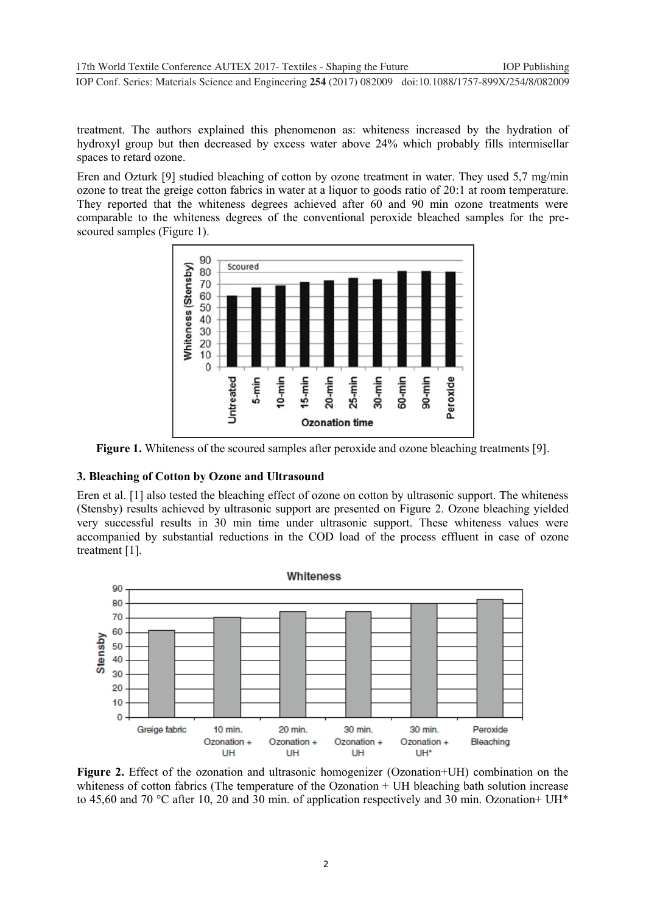treatment. The authors explained this phenomenon as: whiteness increased by the hydration of hydroxyl group but then decreased by excess water above 24% which probably fills intermisellar spaces to retard ozone.

Eren and Ozturk [9] studied bleaching of cotton by ozone treatment in water. They used 5,7 mg/min ozone to treat the greige cotton fabrics in water at a liquor to goods ratio of 20:1 at room temperature. They reported that the whiteness degrees achieved after 60 and 90 min ozone treatments were comparable to the whiteness degrees of the conventional peroxide bleached samples for the pre-scoured samples (Figure 1).

**Figure 1.** Whiteness of the scoured samples after peroxide and ozone bleaching treatments [9].

## 3. Bleaching of Cotton by Ozone and Ultrasound

Eren et al. [1] also tested the bleaching effect of ozone on cotton by ultrasonic support. The whiteness (Stensby) results achieved by ultrasonic support are presented on Figure 2. Ozone bleaching yielded very successful results in 30 min time under ultrasonic support. These whiteness values were accompanied by substantial reductions in the COD load of the process effluent in case of ozone treatment [1].

**Figure 2.** Effect of the ozonation and ultrasonic homogenizer (Ozonation+UH) combination on the whiteness of cotton fabrics (The temperature of the Ozonation + UH bleaching bath solution increase to 45,60 and 70 °C after 10, 20 and 30 min. of application respectively and 30 min. Ozonation+ UH*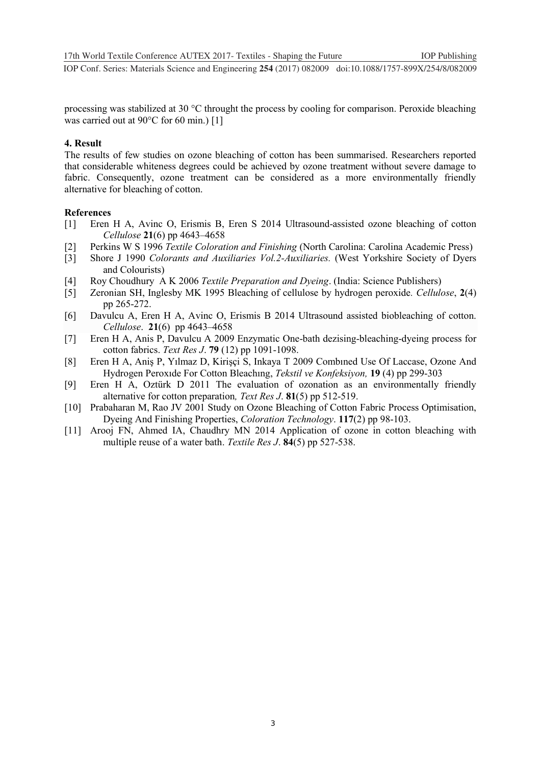processing was stabilized at 30 °C throught the process by cooling for comparison. Peroxide bleaching was carried out at 90°C for 60 min.) [1]

## 4. Result

The results of few studies on ozone bleaching of cotton has been summarised. Researchers reported that considerable whiteness degrees could be achieved by ozone treatment without severe damage to fabric. Consequently, ozone treatment can be considered as a more environmentally friendly alternative for bleaching of cotton.

## References

[1] Eren H A, Avinc O, Erismis B, Eren S 2014 Ultrasound-assisted ozone bleaching of cotton *Cellulose* **21**(6) pp 4643–4658

[2] Perkins W S 1996 *Textile Coloration and Finishing* (North Carolina: Carolina Academic Press)

[3] Shore J 1990 *Colorants and Auxiliaries Vol.2-Auxiliaries.* (West Yorkshire Society of Dyers and Colourists)

[4] Roy Choudhury A K 2006 *Textile Preparation and Dyeing*. (India: Science Publishers)

[5] Zeronian SH, Inglesby MK 1995 Bleaching of cellulose by hydrogen peroxide. *Cellulose*, **2**(4) pp 265-272.

[6] Davulcu A, Eren H A, Avinc O, Erismis B 2014 Ultrasound assisted biobleaching of cotton. *Cellulose*. **21**(6) pp 4643–4658

[7] Eren H A, Anis P, Davulcu A 2009 Enzymatic One-bath dezising-bleaching-dyeing process for cotton fabrics. *Text Res J*. **79** (12) pp 1091-1098.

[8] Eren H A, Aniş P, Yılmaz D, Kirişçi S, Inkaya T 2009 Combıned Use Of Laccase, Ozone And Hydrogen Peroxıde For Cotton Bleachıng, *Tekstil ve Konfeksiyon,* **19** (4) pp 299-303

[9] Eren H A, Oztürk D 2011 The evaluation of ozonation as an environmentally friendly alternative for cotton preparation*, Text Res J*. **81**(5) pp 512-519.

[10] Prabaharan M, Rao JV 2001 Study on Ozone Bleaching of Cotton Fabric Process Optimisation, Dyeing And Finishing Properties, *Coloration Technology*. **117**(2) pp 98-103.

[11] Arooj FN, Ahmed IA, Chaudhry MN 2014 Application of ozone in cotton bleaching with multiple reuse of a water bath. *Textile Res J*. **84**(5) pp 527-538.